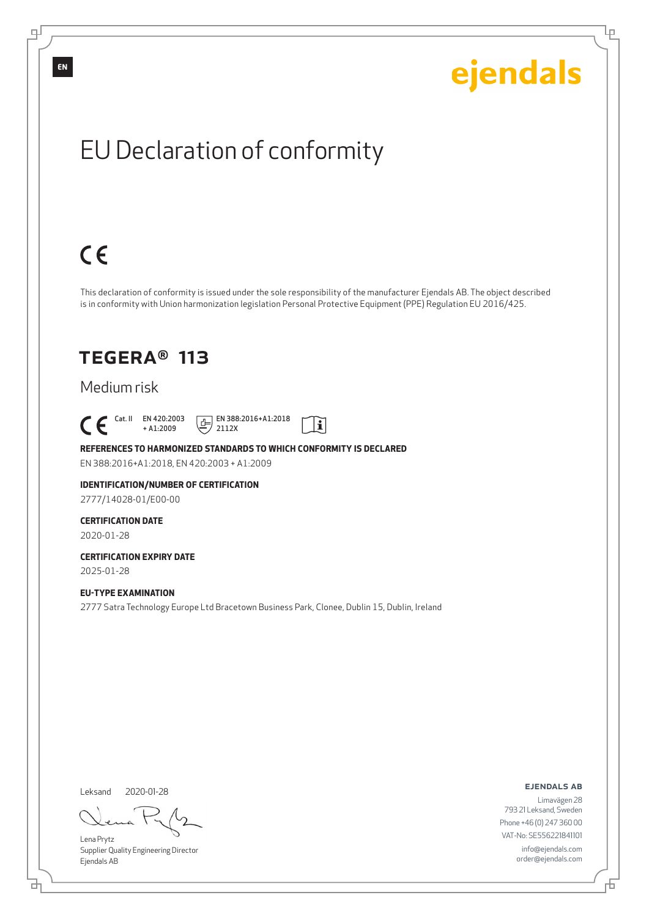EN

ejendals

# EU Declaration of conformity

CE

This declaration of conformity is issued under the sole responsibility of the manufacturer Ejendals AB. The object described is in conformity with Union harmonization legislation Personal Protective Equipment (PPE) Regulation EU 2016/425.

## TEGERA® 113

Medium risk

CE Cat. II EN 420:2003 + A1:2009 EN 388:2016+A1:2018 2112X

**REFERENCES TO HARMONIZED STANDARDS TO WHICH CONFORMITY IS DECLARED**

EN 388:2016+A1:2018, EN 420:2003 + A1:2009

**IDENTIFICATION/NUMBER OF CERTIFICATION**

2777/14028-01/E00-00

**CERTIFICATION DATE**

2020-01-28

**CERTIFICATION EXPIRY DATE**

2025-01-28

**EU-TYPE EXAMINATION**

2777 Satra Technology Europe Ltd Bracetown Business Park, Clonee, Dublin 15, Dublin, Ireland

Leksand 2020-01-28

Lena Prytz
Supplier Quality Engineering Director
Ejendals AB

**EJENDALS AB**

Limavägen 28
793 21 Leksand, Sweden
Phone +46 (0) 247 360 00
VAT-No: SE556221841101
info@ejendals.com
order@ejendals.com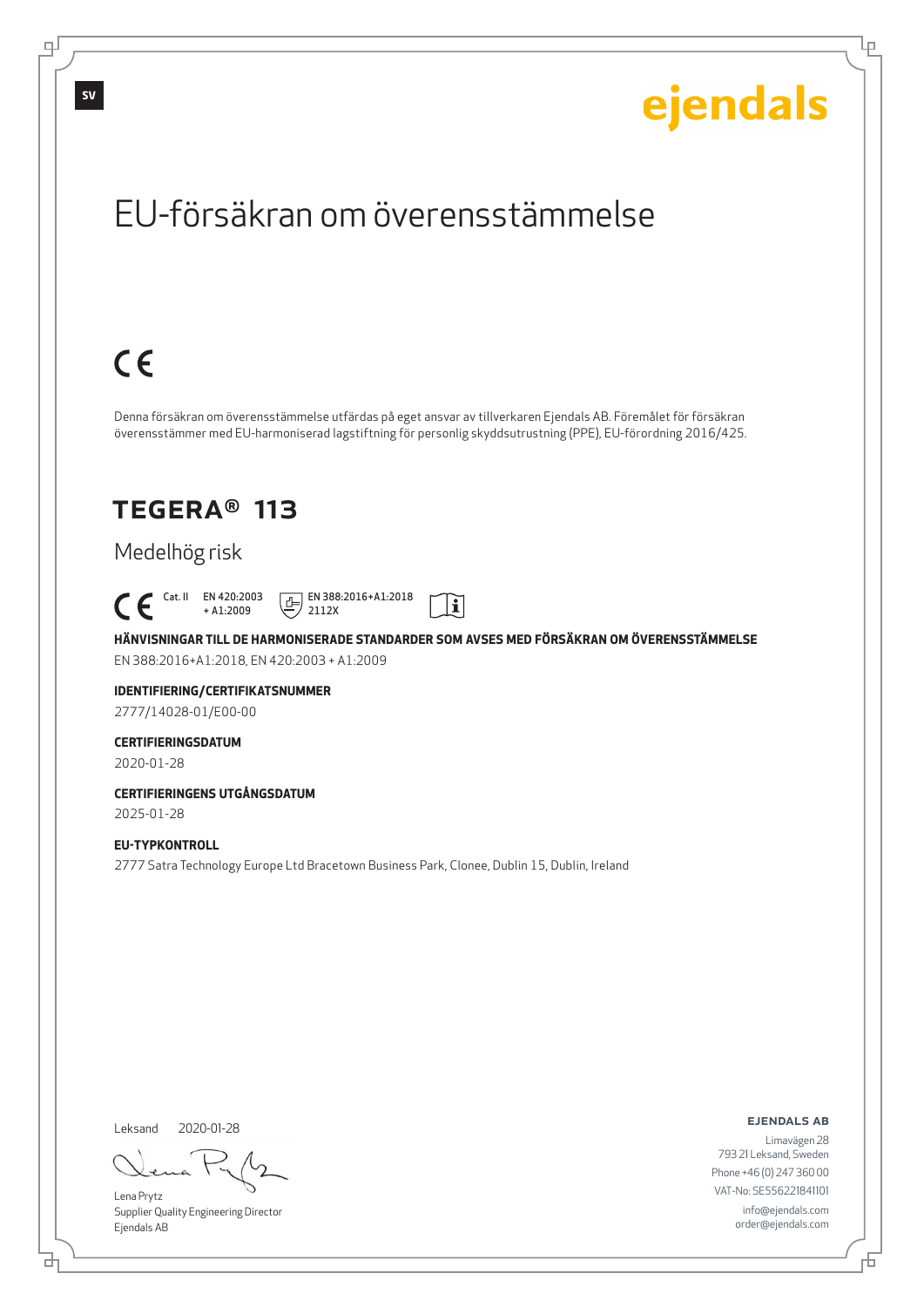ejendals

# EU-försäkran om överensstämmelse

CE

Denna försäkran om överensstämmelse utfärdas på eget ansvar av tillverkaren Ejendals AB. Föremålet för försäkran överensstämmer med EU-harmoniserad lagstiftning för personlig skyddsutrustning (PPE), EU-förordning 2016/425.

## TEGERA® 113

Medelhög risk

CE Cat. II EN 420:2003 + A1:2009 EN 388:2016+A1:2018 2112X

**HÄNVISNINGAR TILL DE HARMONISERADE STANDARDER SOM AVSES MED FÖRSÄKRAN OM ÖVERENSSTÄMMELSE**

EN 388:2016+A1:2018, EN 420:2003 + A1:2009

**IDENTIFIERING/CERTIFIKATSNUMMER**

2777/14028-01/E00-00

**CERTIFIERINGSDATUM**

2020-01-28

**CERTIFIERINGENS UTGÅNGSDATUM**

2025-01-28

**EU-TYPKONTROLL**

2777 Satra Technology Europe Ltd Bracetown Business Park, Clonee, Dublin 15, Dublin, Ireland

Leksand 2020-01-28

Lena Prytz
Supplier Quality Engineering Director
Ejendals AB

**EJENDALS AB**
Limavägen 28
793 21 Leksand, Sweden
Phone +46 (0) 247 360 00
VAT-No: SE556221841101
info@ejendals.com
order@ejendals.com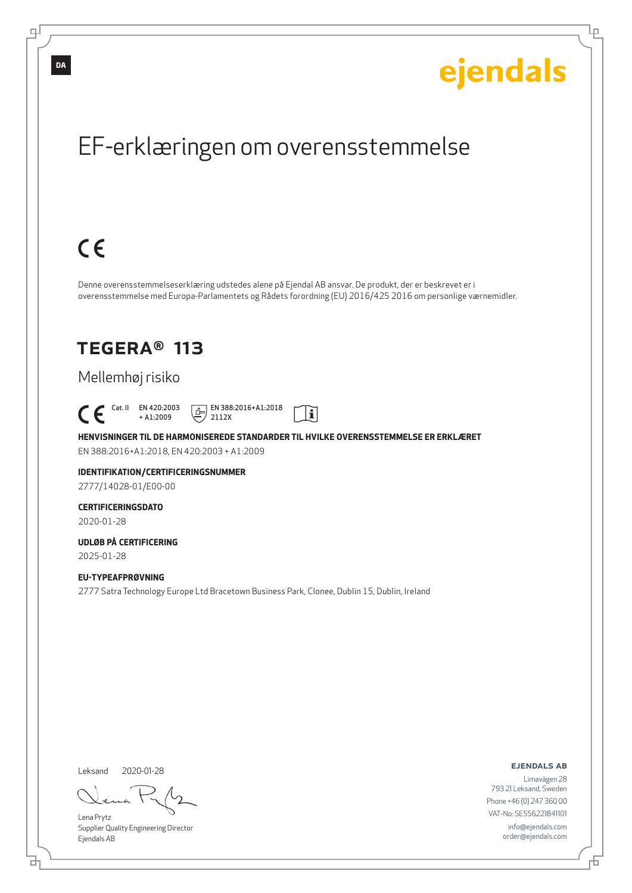DA

ejendals

# EF-erklæringen om overensstemmelse

CE

Denne overensstemmelseserklæring udstedes alene på Ejendal AB ansvar. De produkt, der er beskrevet er i overensstemmelse med Europa-Parlamentets og Rådets forordning (EU) 2016/425 2016 om personlige værnemidler.

## TEGERA® 113

Mellemhøj risiko

CE Cat. II EN 420:2003 + A1:2009 EN 388:2016+A1:2018 2112X

**HENVISNINGER TIL DE HARMONISEREDE STANDARDER TIL HVILKE OVERENSSTEMMELSE ER ERKLÆRET**

EN 388:2016+A1:2018, EN 420:2003 + A1:2009

**IDENTIFIKATION/CERTIFICERINGSNUMMER**

2777/14028-01/E00-00

**CERTIFICERINGSDATO**

2020-01-28

**UDLØB PÅ CERTIFICERING**

2025-01-28

**EU-TYPEAFPRØVNING**

2777 Satra Technology Europe Ltd Bracetown Business Park, Clonee, Dublin 15, Dublin, Ireland

Leksand 2020-01-28

Lena Prytz
Supplier Quality Engineering Director
Ejendals AB

**EJENDALS AB**
Limavägen 28
793 21 Leksand, Sweden
Phone +46 (0) 247 360 00
VAT-No: SE556221841101
info@ejendals.com
order@ejendals.com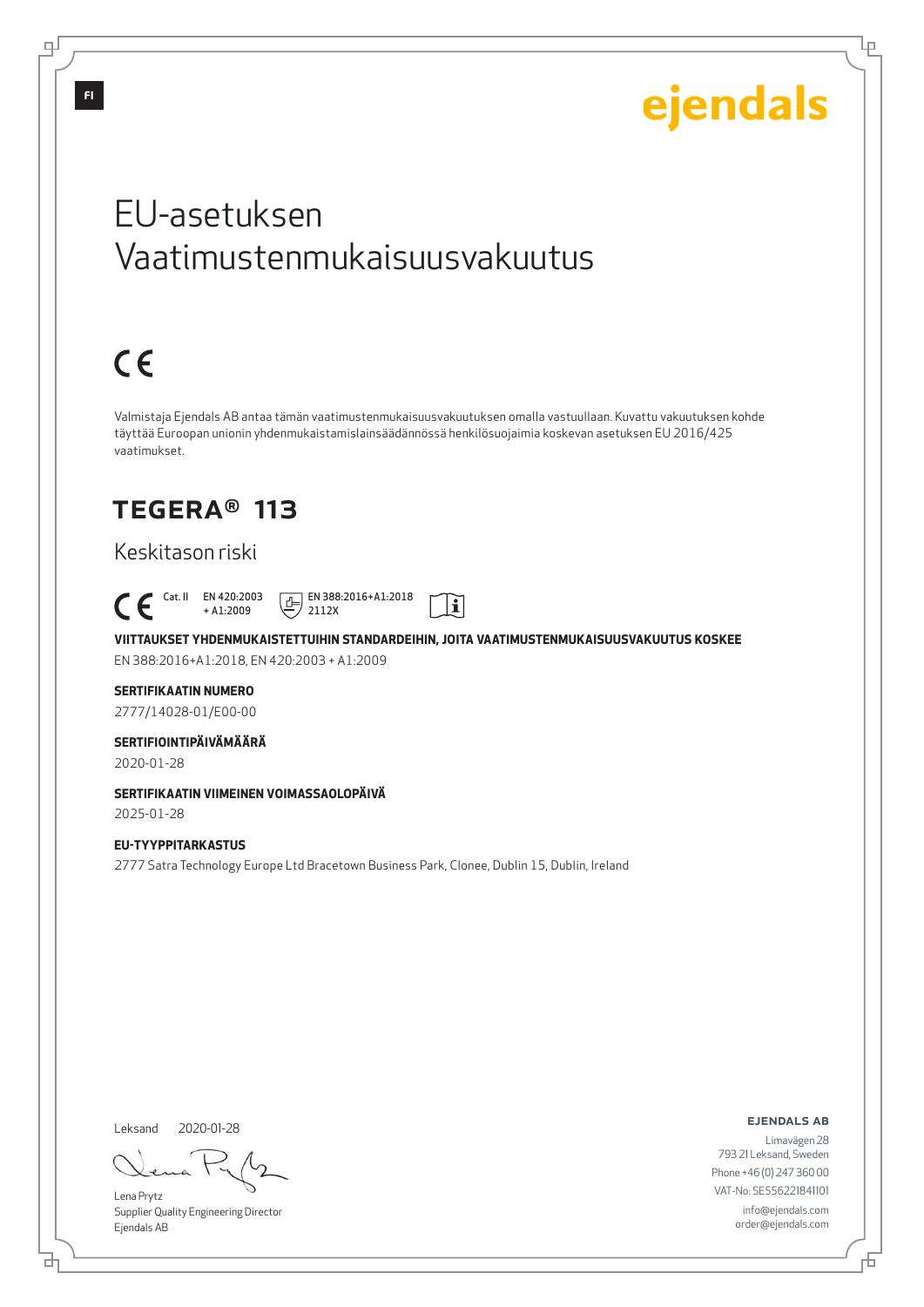# EU-asetuksen Vaatimustenmukaisuusvakuutus

CE

Valmistaja Ejendals AB antaa tämän vaatimustenmukaisuusvakuutuksen omalla vastuullaan. Kuvattu vakuutuksen kohde täyttää Euroopan unionin yhdenmukaistamislainsäädännössä henkilösuojaimia koskevan asetuksen EU 2016/425 vaatimukset.

## TEGERA® 113

Keskitason riski

CE Cat. II EN 420:2003 + A1:2009 EN 388:2016+A1:2018 2112X

**VIITTAUKSET YHDENMUKAISTETTUIHIN STANDARDEIHIN, JOITA VAATIMUSTENMUKAISUUSVAKUUTUS KOSKEE**

EN 388:2016+A1:2018, EN 420:2003 + A1:2009

**SERTIFIKAATIN NUMERO**

2777/14028-01/E00-00

**SERTIFIOINTIPÄIVÄMÄÄRÄ**

2020-01-28

**SERTIFIKAATIN VIIMEINEN VOIMASSAOLOPÄIVÄ**

2025-01-28

**EU-TYYPPITARKASTUS**

2777 Satra Technology Europe Ltd Bracetown Business Park, Clonee, Dublin 15, Dublin, Ireland

Leksand 2020-01-28

Lena Prytz
Supplier Quality Engineering Director
Ejendals AB

**EJENDALS AB**
Limavägen 28
793 21 Leksand, Sweden
Phone +46 (0) 247 360 00
VAT-No: SE556221841101
info@ejendals.com
order@ejendals.com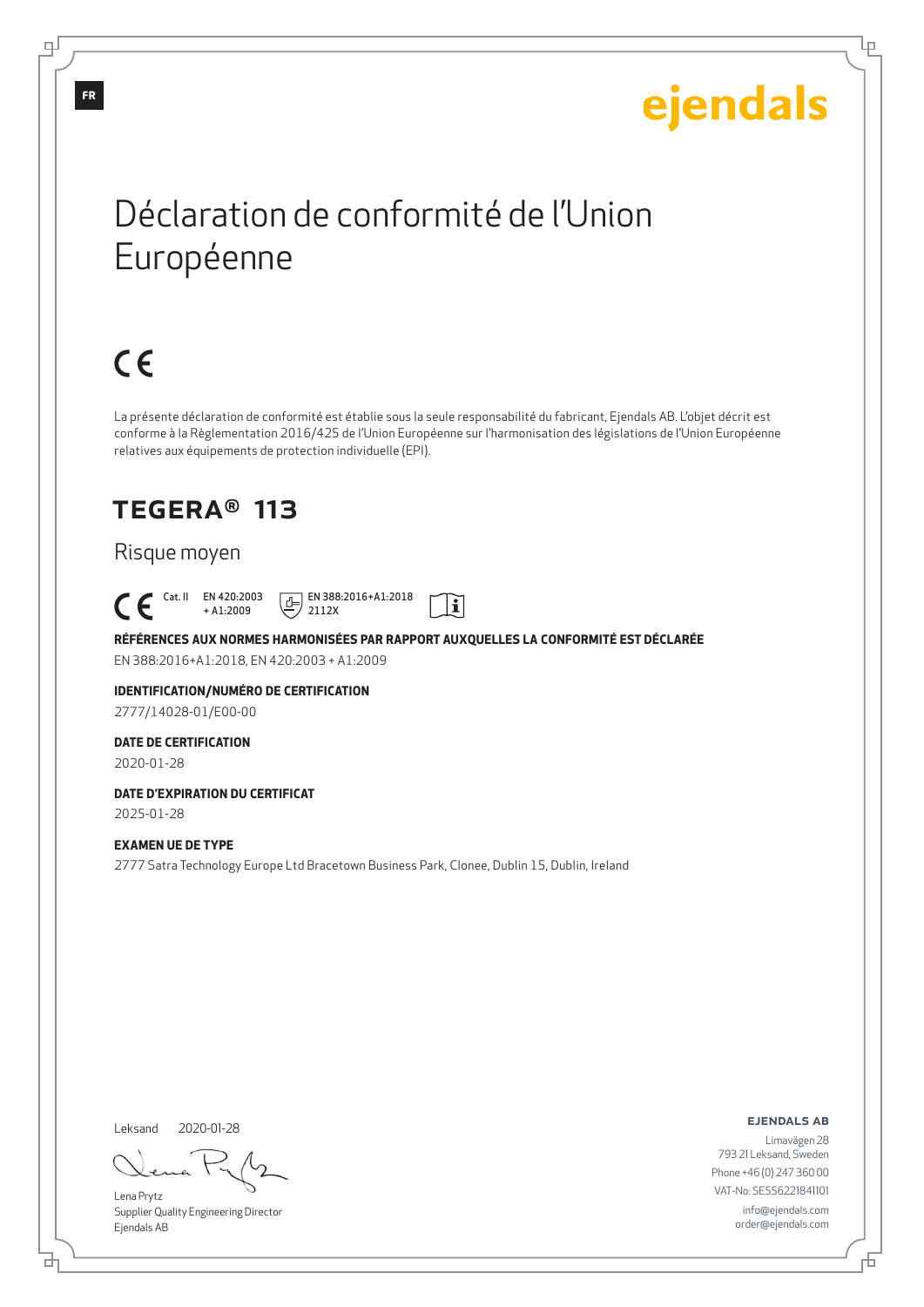FR

ejendals

# Déclaration de conformité de l'Union Européenne

CE

La présente déclaration de conformité est établie sous la seule responsabilité du fabricant, Ejendals AB. L'objet décrit est conforme à la Règlementation 2016/425 de l'Union Européenne sur l'harmonisation des législations de l'Union Européenne relatives aux équipements de protection individuelle (EPI).

## TEGERA® 113

Risque moyen

CE Cat. II EN 420:2003 + A1:2009 EN 388:2016+A1:2018 2112X

**RÉFÉRENCES AUX NORMES HARMONISÉES PAR RAPPORT AUXQUELLES LA CONFORMITÉ EST DÉCLARÉE**

EN 388:2016+A1:2018, EN 420:2003 + A1:2009

**IDENTIFICATION/NUMÉRO DE CERTIFICATION**

2777/14028-01/E00-00

**DATE DE CERTIFICATION**

2020-01-28

**DATE D'EXPIRATION DU CERTIFICAT**

2025-01-28

**EXAMEN UE DE TYPE**

2777 Satra Technology Europe Ltd Bracetown Business Park, Clonee, Dublin 15, Dublin, Ireland

Leksand 2020-01-28

Lena Prytz
Supplier Quality Engineering Director
Ejendals AB

**EJENDALS AB**
Limavägen 28
793 21 Leksand, Sweden
Phone +46 (0) 247 360 00
VAT-No: SE556221841101
info@ejendals.com
order@ejendals.com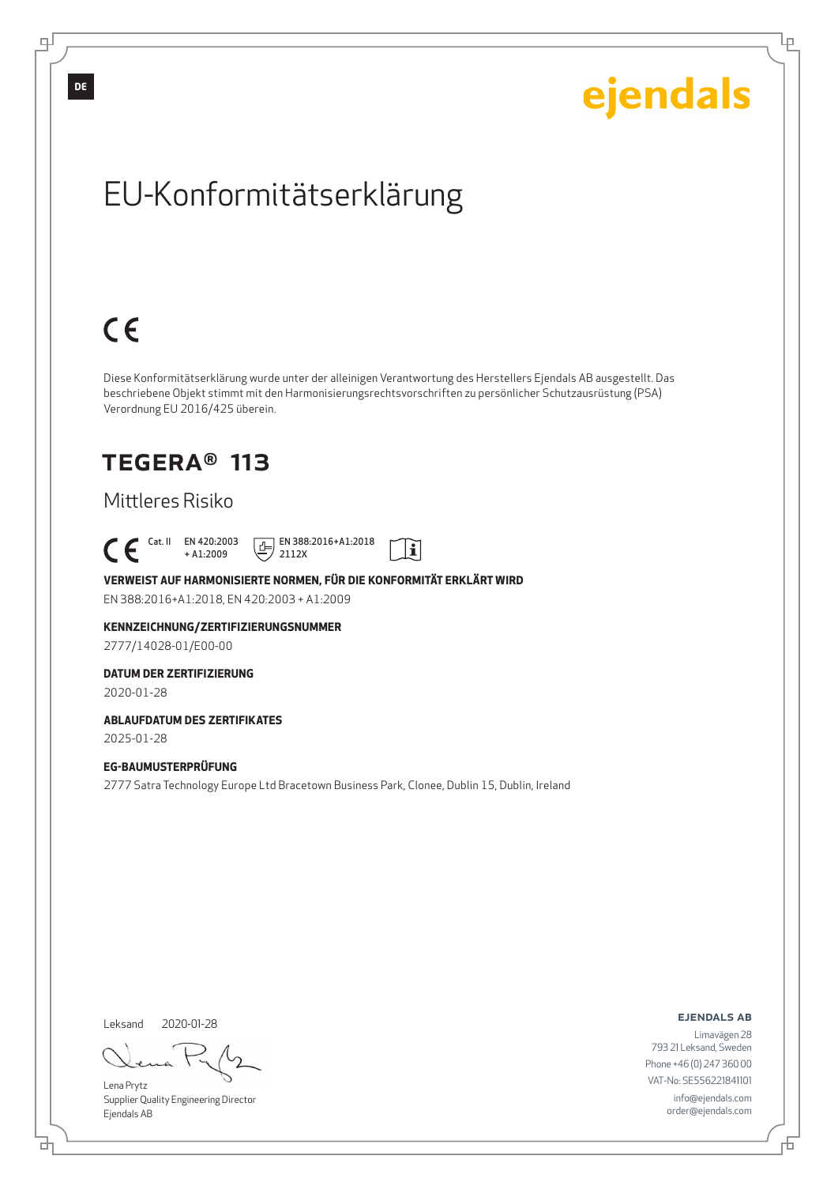DE

ejendals

# EU-Konformitätserklärung

CE

Diese Konformitätserklärung wurde unter der alleinigen Verantwortung des Herstellers Ejendals AB ausgestellt. Das beschriebene Objekt stimmt mit den Harmonisierungsrechtsvorschriften zu persönlicher Schutzausrüstung (PSA) Verordnung EU 2016/425 überein.

## TEGERA® 113

### Mittleres Risiko

CE Cat. II EN 420:2003 + A1:2009 EN 388:2016+A1:2018 2112X

**VERWEIST AUF HARMONISIERTE NORMEN, FÜR DIE KONFORMITÄT ERKLÄRT WIRD**

EN 388:2016+A1:2018, EN 420:2003 + A1:2009

**KENNZEICHNUNG/ZERTIFIZIERUNGSNUMMER**

2777/14028-01/E00-00

**DATUM DER ZERTIFIZIERUNG**

2020-01-28

**ABLAUFDATUM DES ZERTIFIKATES**

2025-01-28

**EG-BAUMUSTERPRÜFUNG**

2777 Satra Technology Europe Ltd Bracetown Business Park, Clonee, Dublin 15, Dublin, Ireland

Leksand 2020-01-28

Lena Prytz
Supplier Quality Engineering Director
Ejendals AB

**EJENDALS AB**
Limavägen 28
793 21 Leksand, Sweden
Phone +46 (0) 247 360 00
VAT-No: SE556221841101
info@ejendals.com
order@ejendals.com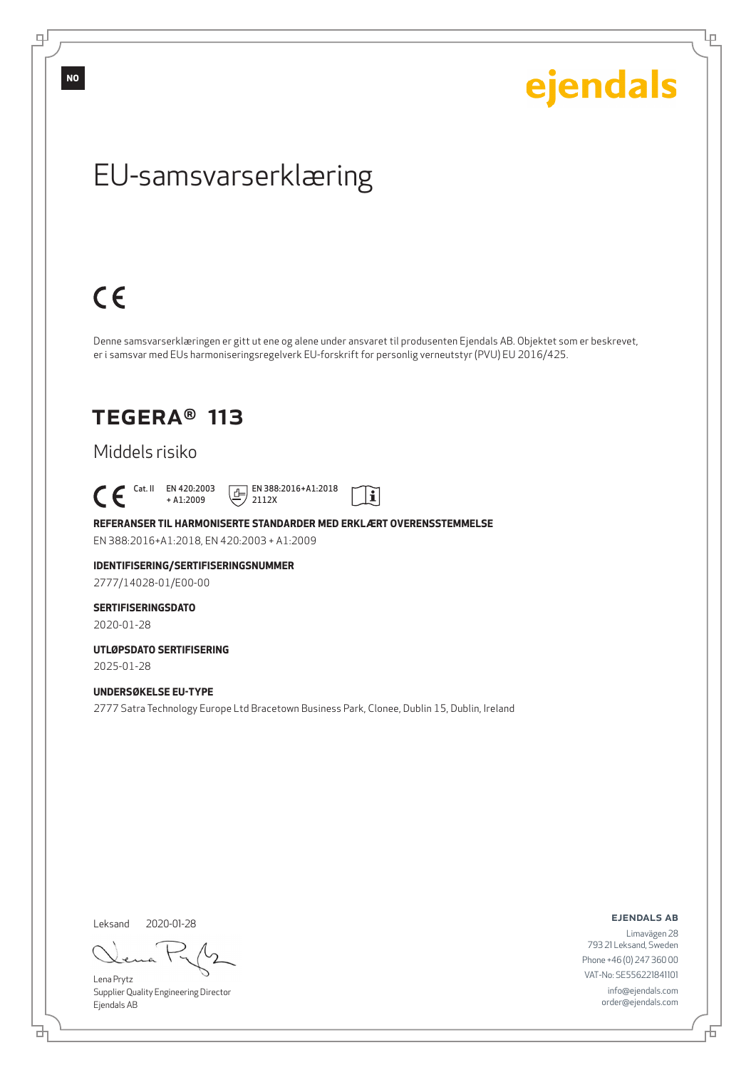NO

ejendals

# EU-samsvarserklæring

CE

Denne samsvarserklæringen er gitt ut ene og alene under ansvaret til produsenten Ejendals AB. Objektet som er beskrevet, er i samsvar med EUs harmoniseringsregelverk EU-forskrift for personlig verneutstyr (PVU) EU 2016/425.

## TEGERA® 113

### Middels risiko

CE Cat. II EN 420:2003 + A1:2009 EN 388:2016+A1:2018 2112X

**REFERANSER TIL HARMONISERTE STANDARDER MED ERKLÆRT OVERENSSTEMMELSE**

EN 388:2016+A1:2018, EN 420:2003 + A1:2009

**IDENTIFISERING/SERTIFISERINGSNUMMER**

2777/14028-01/E00-00

**SERTIFISERINGSDATO**

2020-01-28

**UTLØPSDATO SERTIFISERING**

2025-01-28

**UNDERSØKELSE EU-TYPE**

2777 Satra Technology Europe Ltd Bracetown Business Park, Clonee, Dublin 15, Dublin, Ireland

Leksand 2020-01-28

Lena Prytz
Supplier Quality Engineering Director
Ejendals AB

**EJENDALS AB**
Limavägen 28
793 21 Leksand, Sweden
Phone +46 (0) 247 360 00
VAT-No: SE556221841101
info@ejendals.com
order@ejendals.com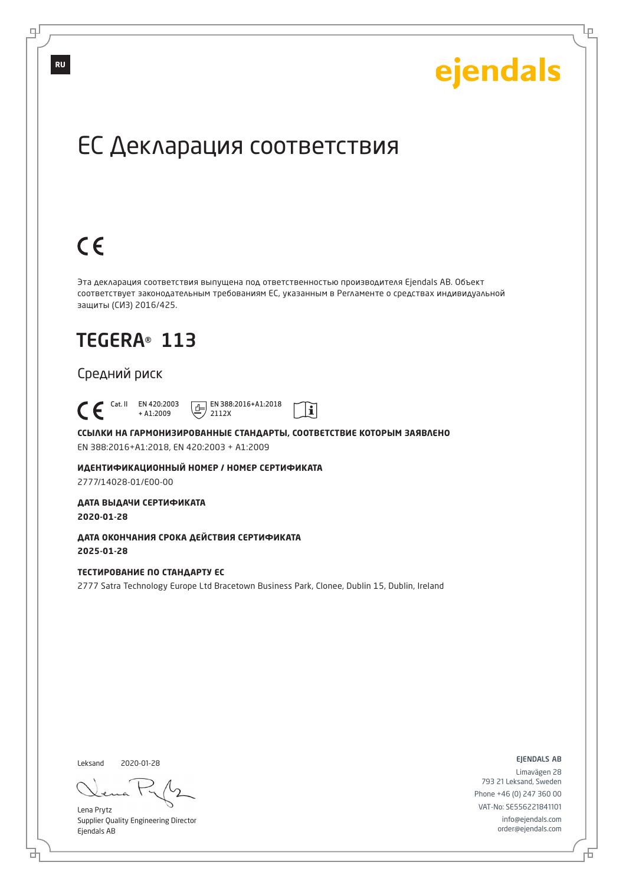RU

ejendals

# ЕС Декларация соответствия

CE

Эта декларация соответствия выпущена под ответственностью производителя Ejendals AB. Объект соответствует законодательным требованиям ЕС, указанным в Регламенте о средствах индивидуальной защиты (СИЗ) 2016/425.

## TEGERA® 113

Средний риск

CE Cat. II EN 420:2003 + A1:2009 EN 388:2016+A1:2018 2112X

**ССЫЛКИ НА ГАРМОНИЗИРОВАННЫЕ СТАНДАРТЫ, СООТВЕТСТВИЕ КОТОРЫМ ЗАЯВЛЕНО**

EN 388:2016+A1:2018, EN 420:2003 + A1:2009

**ИДЕНТИФИКАЦИОННЫЙ НОМЕР / НОМЕР СЕРТИФИКАТА**

2777/14028-01/E00-00

**ДАТА ВЫДАЧИ СЕРТИФИКАТА**

**2020-01-28**

**ДАТА ОКОНЧАНИЯ СРОКА ДЕЙСТВИЯ СЕРТИФИКАТА**

**2025-01-28**

**ТЕСТИРОВАНИЕ ПО СТАНДАРТУ ЕС**

2777 Satra Technology Europe Ltd Bracetown Business Park, Clonee, Dublin 15, Dublin, Ireland

Leksand 2020-01-28

Lena Prytz
Supplier Quality Engineering Director
Ejendals AB

EJENDALS AB
Limavägen 28
793 21 Leksand, Sweden
Phone +46 (0) 247 360 00
VAT-No: SE556221841101
info@ejendals.com
order@ejendals.com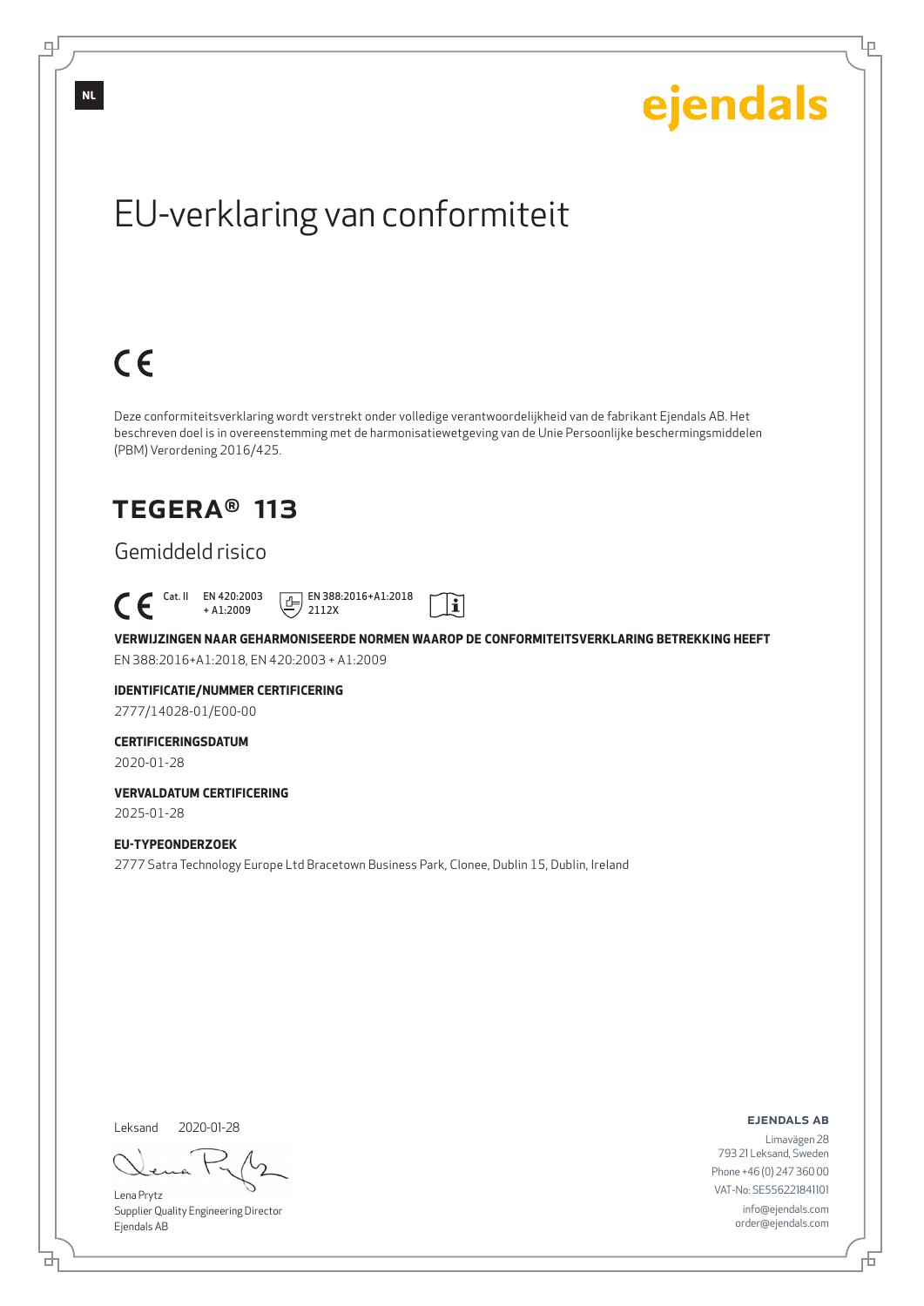NL

ejendals

# EU-verklaring van conformiteit

CE

Deze conformiteitsverklaring wordt verstrekt onder volledige verantwoordelijkheid van de fabrikant Ejendals AB. Het beschreven doel is in overeenstemming met de harmonisatiewetgeving van de Unie Persoonlijke beschermingsmiddelen (PBM) Verordening 2016/425.

## TEGERA® 113

Gemiddeld risico

CE Cat. II EN 420:2003 + A1:2009 EN 388:2016+A1:2018 2112X

**VERWIJZINGEN NAAR GEHARMONISEERDE NORMEN WAAROP DE CONFORMITEITSVERKLARING BETREKKING HEEFT**

EN 388:2016+A1:2018, EN 420:2003 + A1:2009

**IDENTIFICATIE/NUMMER CERTIFICERING**

2777/14028-01/E00-00

**CERTIFICERINGSDATUM**

2020-01-28

**VERVALDATUM CERTIFICERING**

2025-01-28

**EU-TYPEONDERZOEK**

2777 Satra Technology Europe Ltd Bracetown Business Park, Clonee, Dublin 15, Dublin, Ireland

Leksand 2020-01-28

Lena Prytz
Supplier Quality Engineering Director
Ejendals AB

**EJENDALS AB**
Limavägen 28
793 21 Leksand, Sweden
Phone +46 (0) 247 360 00
VAT-No: SE556221841101
info@ejendals.com
order@ejendals.com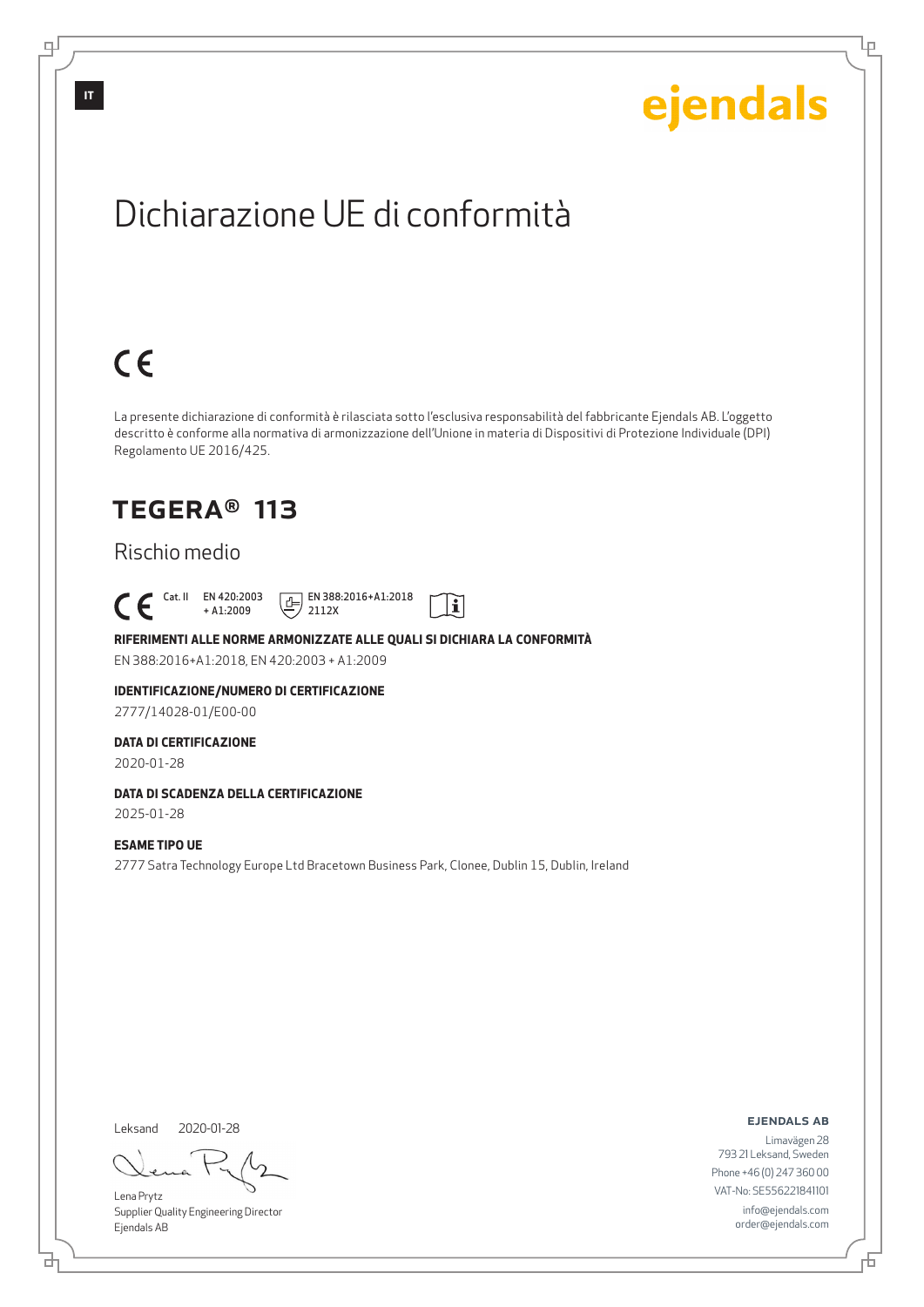IT

ejendals

# Dichiarazione UE di conformità

CE

La presente dichiarazione di conformità è rilasciata sotto l'esclusiva responsabilità del fabbricante Ejendals AB. L'oggetto descritto è conforme alla normativa di armonizzazione dell'Unione in materia di Dispositivi di Protezione Individuale (DPI) Regolamento UE 2016/425.

## TEGERA® 113

Rischio medio

CE Cat. II EN 420:2003 + A1:2009 EN 388:2016+A1:2018 2112X

**RIFERIMENTI ALLE NORME ARMONIZZATE ALLE QUALI SI DICHIARA LA CONFORMITÀ**

EN 388:2016+A1:2018, EN 420:2003 + A1:2009

**IDENTIFICAZIONE/NUMERO DI CERTIFICAZIONE**

2777/14028-01/E00-00

**DATA DI CERTIFICAZIONE**

2020-01-28

**DATA DI SCADENZA DELLA CERTIFICAZIONE**

2025-01-28

**ESAME TIPO UE**

2777 Satra Technology Europe Ltd Bracetown Business Park, Clonee, Dublin 15, Dublin, Ireland

Leksand 2020-01-28

Lena Prytz
Supplier Quality Engineering Director
Ejendals AB

**EJENDALS AB**

Limavägen 28
793 21 Leksand, Sweden
Phone +46 (0) 247 360 00
VAT-No: SE556221841101
info@ejendals.com
order@ejendals.com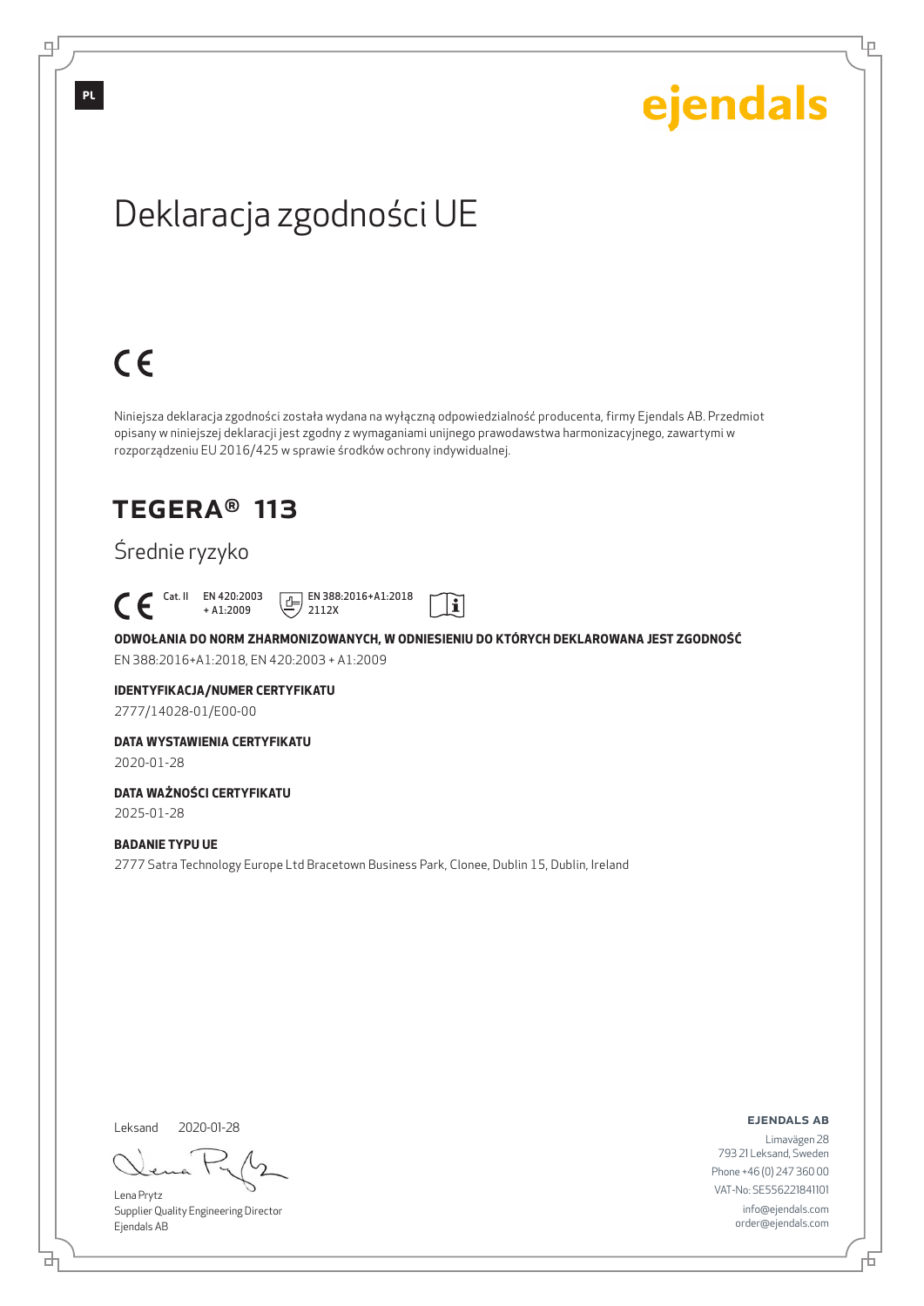PL

ejendals

# Deklaracja zgodności UE

CE

Niniejsza deklaracja zgodności została wydana na wyłączną odpowiedzialność producenta, firmy Ejendals AB. Przedmiot opisany w niniejszej deklaracji jest zgodny z wymaganiami unijnego prawodawstwa harmonizacyjnego, zawartymi w rozporządzeniu EU 2016/425 w sprawie środków ochrony indywidualnej.

## TEGERA® 113

### Średnie ryzyko

CE Cat. II EN 420:2003 + A1:2009 EN 388:2016+A1:2018 2112X

**ODWOŁANIA DO NORM ZHARMONIZOWANYCH, W ODNIESIENIU DO KTÓRYCH DEKLAROWANA JEST ZGODNOŚĆ**

EN 388:2016+A1:2018, EN 420:2003 + A1:2009

**IDENTYFIKACJA/NUMER CERTYFIKATU**

2777/14028-01/E00-00

**DATA WYSTAWIENIA CERTYFIKATU**

2020-01-28

**DATA WAŻNOŚCI CERTYFIKATU**

2025-01-28

**BADANIE TYPU UE**

2777 Satra Technology Europe Ltd Bracetown Business Park, Clonee, Dublin 15, Dublin, Ireland

Leksand 2020-01-28

Lena Prytz
Supplier Quality Engineering Director
Ejendals AB

**EJENDALS AB**
Limavägen 28
793 21 Leksand, Sweden
Phone +46 (0) 247 360 00
VAT-No: SE556221841101
info@ejendals.com
order@ejendals.com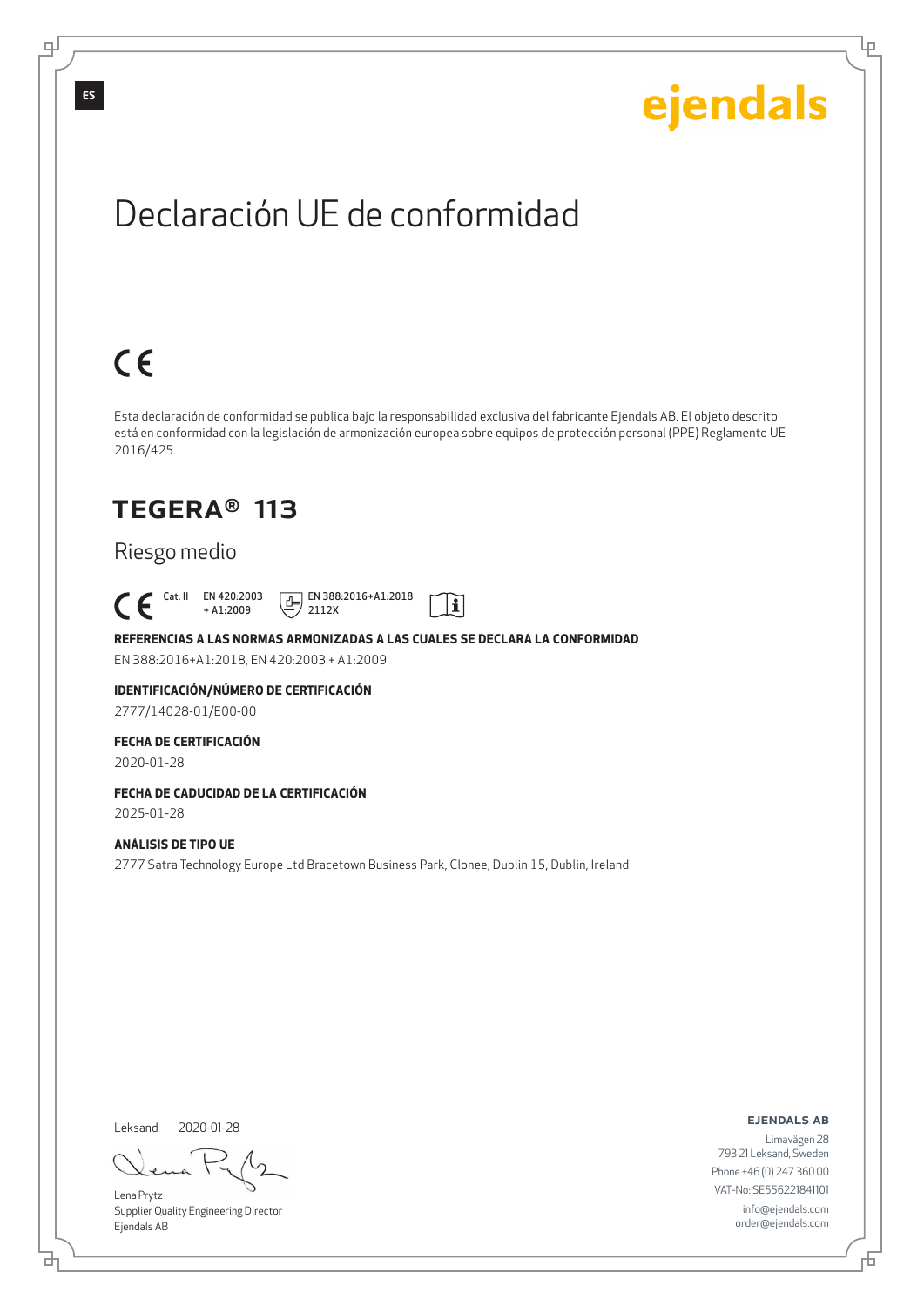ES

ejendals

# Declaración UE de conformidad

CE

Esta declaración de conformidad se publica bajo la responsabilidad exclusiva del fabricante Ejendals AB. El objeto descrito está en conformidad con la legislación de armonización europea sobre equipos de protección personal (PPE) Reglamento UE 2016/425.

## TEGERA® 113

Riesgo medio

CE Cat. II EN 420:2003 + A1:2009 EN 388:2016+A1:2018 2112X

**REFERENCIAS A LAS NORMAS ARMONIZADAS A LAS CUALES SE DECLARA LA CONFORMIDAD**

EN 388:2016+A1:2018, EN 420:2003 + A1:2009

**IDENTIFICACIÓN/NÚMERO DE CERTIFICACIÓN**

2777/14028-01/E00-00

**FECHA DE CERTIFICACIÓN**

2020-01-28

**FECHA DE CADUCIDAD DE LA CERTIFICACIÓN**

2025-01-28

**ANÁLISIS DE TIPO UE**

2777 Satra Technology Europe Ltd Bracetown Business Park, Clonee, Dublin 15, Dublin, Ireland

Leksand 2020-01-28

Lena Prytz
Supplier Quality Engineering Director
Ejendals AB

**EJENDALS AB**

Limavägen 28
793 21 Leksand, Sweden
Phone +46 (0) 247 360 00
VAT-No: SE556221841101
info@ejendals.com
order@ejendals.com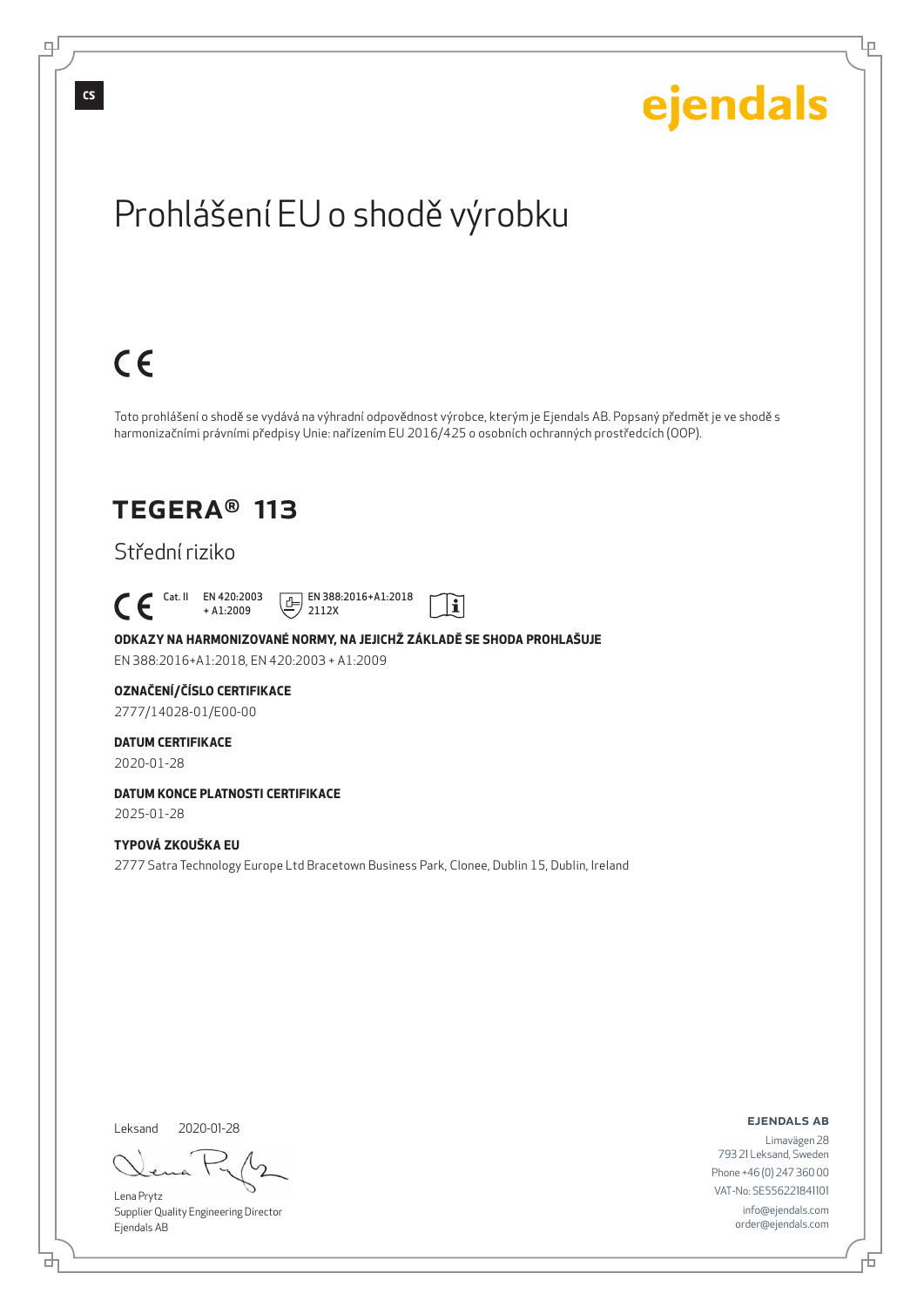CS

ejendals

# Prohlášení EU o shodě výrobku

CE

Toto prohlášení o shodě se vydává na výhradní odpovědnost výrobce, kterým je Ejendals AB. Popsaný předmět je ve shodě s harmonizačními právními předpisy Unie: nařízením EU 2016/425 o osobních ochranných prostředcích (OOP).

## TEGERA® 113

Střední riziko

CE Cat. II EN 420:2003 + A1:2009 EN 388:2016+A1:2018 2112X

**ODKAZY NA HARMONIZOVANÉ NORMY, NA JEJICHŽ ZÁKLADĚ SE SHODA PROHLAŠUJE**

EN 388:2016+A1:2018, EN 420:2003 + A1:2009

**OZNAČENÍ/ČÍSLO CERTIFIKACE**

2777/14028-01/E00-00

**DATUM CERTIFIKACE**

2020-01-28

**DATUM KONCE PLATNOSTI CERTIFIKACE**

2025-01-28

**TYPOVÁ ZKOUŠKA EU**

2777 Satra Technology Europe Ltd Bracetown Business Park, Clonee, Dublin 15, Dublin, Ireland

Leksand 2020-01-28

Lena Prytz
Supplier Quality Engineering Director
Ejendals AB

**EJENDALS AB**
Limavägen 28
793 21 Leksand, Sweden
Phone +46 (0) 247 360 00
VAT-No: SE556221841101
info@ejendals.com
order@ejendals.com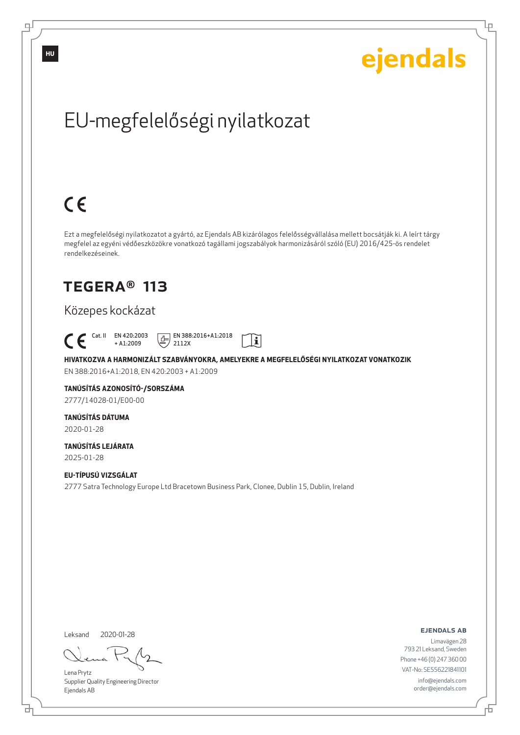HU

ejendals

# EU-megfelelőségi nyilatkozat

CE

Ezt a megfelelőségi nyilatkozatot a gyártó, az Ejendals AB kizárólagos felelősségvállalása mellett bocsátják ki. A leírt tárgy megfelel az egyéni védőeszközökre vonatkozó tagállami jogszabályok harmonizásáról szóló (EU) 2016/425-ös rendelet rendelkezéseinek.

## TEGERA® 113

Közepes kockázat

CE Cat. II EN 420:2003 + A1:2009 EN 388:2016+A1:2018 2112X

**HIVATKOZVA A HARMONIZÁLT SZABVÁNYOKRA, AMELYEKRE A MEGFELELŐSÉGI NYILATKOZAT VONATKOZIK**

EN 388:2016+A1:2018, EN 420:2003 + A1:2009

**TANÚSÍTÁS AZONOSÍTÓ-/SORSZÁMA**

2777/14028-01/E00-00

**TANÚSÍTÁS DÁTUMA**

2020-01-28

**TANÚSÍTÁS LEJÁRATA**

2025-01-28

**EU-TÍPUSÚ VIZSGÁLAT**

2777 Satra Technology Europe Ltd Bracetown Business Park, Clonee, Dublin 15, Dublin, Ireland

Leksand 2020-01-28

Lena Prytz
Supplier Quality Engineering Director
Ejendals AB

**EJENDALS AB**

Limavägen 28
793 21 Leksand, Sweden
Phone +46 (0) 247 360 00
VAT-No: SE556221841101
info@ejendals.com
order@ejendals.com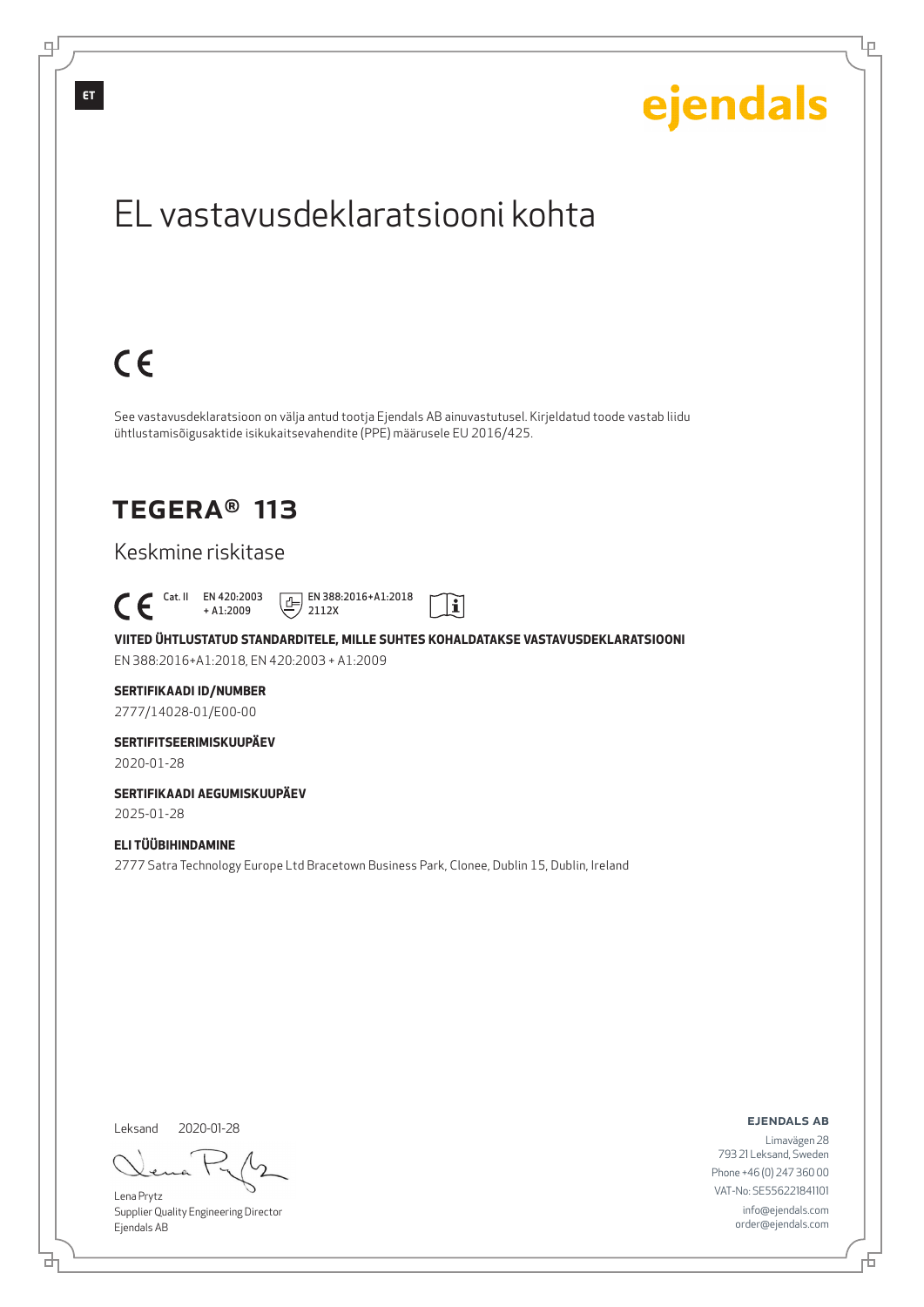ejendals

# EL vastavusdeklaratsiooni kohta

CE

See vastavusdeklaratsioon on välja antud tootja Ejendals AB ainuvastutusel. Kirjeldatud toode vastab liidu ühtlustamisõigusaktide isikukaitsevahendite (PPE) määrusele EU 2016/425.

## TEGERA® 113

Keskmine riskitase

CE Cat. II EN 420:2003 + A1:2009 EN 388:2016+A1:2018 2112X

**VIITED ÜHTLUSTATUD STANDARDITELE, MILLE SUHTES KOHALDATAKSE VASTAVUSDEKLARATSIOONI**

EN 388:2016+A1:2018, EN 420:2003 + A1:2009

**SERTIFIKAADI ID/NUMBER**

2777/14028-01/E00-00

**SERTIFITSEERIMISKUUPÄEV**

2020-01-28

**SERTIFIKAADI AEGUMISKUUPÄEV**

2025-01-28

**ELI TÜÜBIHINDAMINE**

2777 Satra Technology Europe Ltd Bracetown Business Park, Clonee, Dublin 15, Dublin, Ireland

Leksand 2020-01-28

Lena Prytz
Supplier Quality Engineering Director
Ejendals AB

**EJENDALS AB**

Limavägen 28
793 21 Leksand, Sweden
Phone +46 (0) 247 360 00
VAT-No: SE556221841101
info@ejendals.com
order@ejendals.com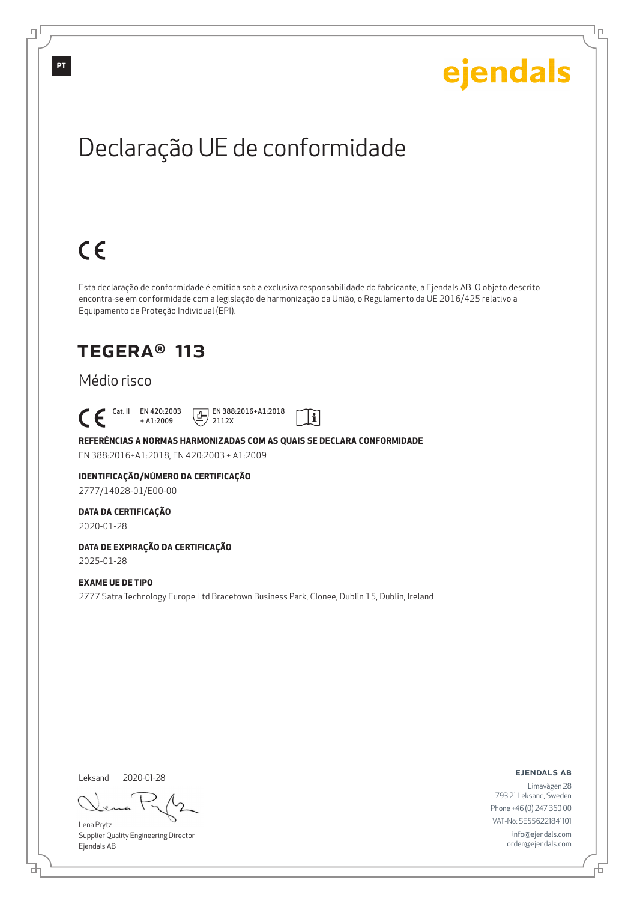ejendals

# Declaração UE de conformidade

CE

Esta declaração de conformidade é emitida sob a exclusiva responsabilidade do fabricante, a Ejendals AB. O objeto descrito encontra-se em conformidade com a legislação de harmonização da União, o Regulamento da UE 2016/425 relativo a Equipamento de Proteção Individual (EPI).

## TEGERA® 113

Médio risco

CE Cat. II EN 420:2003 + A1:2009 EN 388:2016+A1:2018 2112X

**REFERÊNCIAS A NORMAS HARMONIZADAS COM AS QUAIS SE DECLARA CONFORMIDADE**

EN 388:2016+A1:2018, EN 420:2003 + A1:2009

**IDENTIFICAÇÃO/NÚMERO DA CERTIFICAÇÃO**

2777/14028-01/E00-00

**DATA DA CERTIFICAÇÃO**

2020-01-28

**DATA DE EXPIRAÇÃO DA CERTIFICAÇÃO**

2025-01-28

**EXAME UE DE TIPO**

2777 Satra Technology Europe Ltd Bracetown Business Park, Clonee, Dublin 15, Dublin, Ireland

Leksand 2020-01-28

Lena Prytz
Supplier Quality Engineering Director
Ejendals AB

**EJENDALS AB**
Limavägen 28
793 21 Leksand, Sweden
Phone +46 (0) 247 360 00
VAT-No: SE556221841101
info@ejendals.com
order@ejendals.com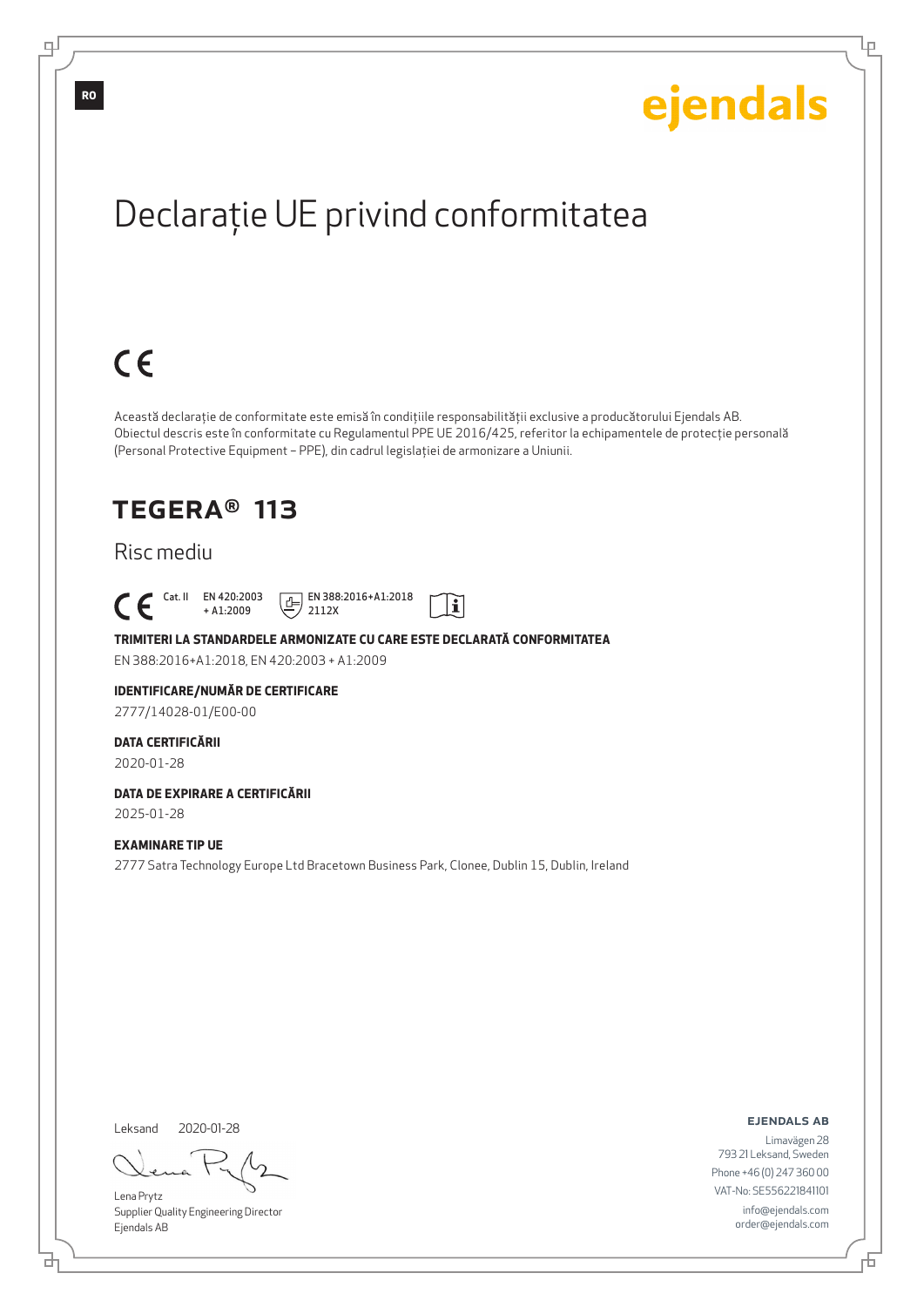RO

ejendals

# Declarație UE privind conformitatea

CE

Această declarație de conformitate este emisă în condițiile responsabilității exclusive a producătorului Ejendals AB. Obiectul descris este în conformitate cu Regulamentul PPE UE 2016/425, referitor la echipamentele de protecție personală (Personal Protective Equipment – PPE), din cadrul legislației de armonizare a Uniunii.

## TEGERA® 113

Risc mediu

CE Cat. II EN 420:2003 + A1:2009 EN 388:2016+A1:2018 2112X

**TRIMITERI LA STANDARDELE ARMONIZATE CU CARE ESTE DECLARATĂ CONFORMITATEA**

EN 388:2016+A1:2018, EN 420:2003 + A1:2009

**IDENTIFICARE/NUMĂR DE CERTIFICARE**

2777/14028-01/E00-00

**DATA CERTIFICĂRII**

2020-01-28

**DATA DE EXPIRARE A CERTIFICĂRII**

2025-01-28

**EXAMINARE TIP UE**

2777 Satra Technology Europe Ltd Bracetown Business Park, Clonee, Dublin 15, Dublin, Ireland

Leksand 2020-01-28

Lena Prytz
Supplier Quality Engineering Director
Ejendals AB

**EJENDALS AB**

Limavägen 28
793 21 Leksand, Sweden
Phone +46 (0) 247 360 00
VAT-No: SE556221841101
info@ejendals.com
order@ejendals.com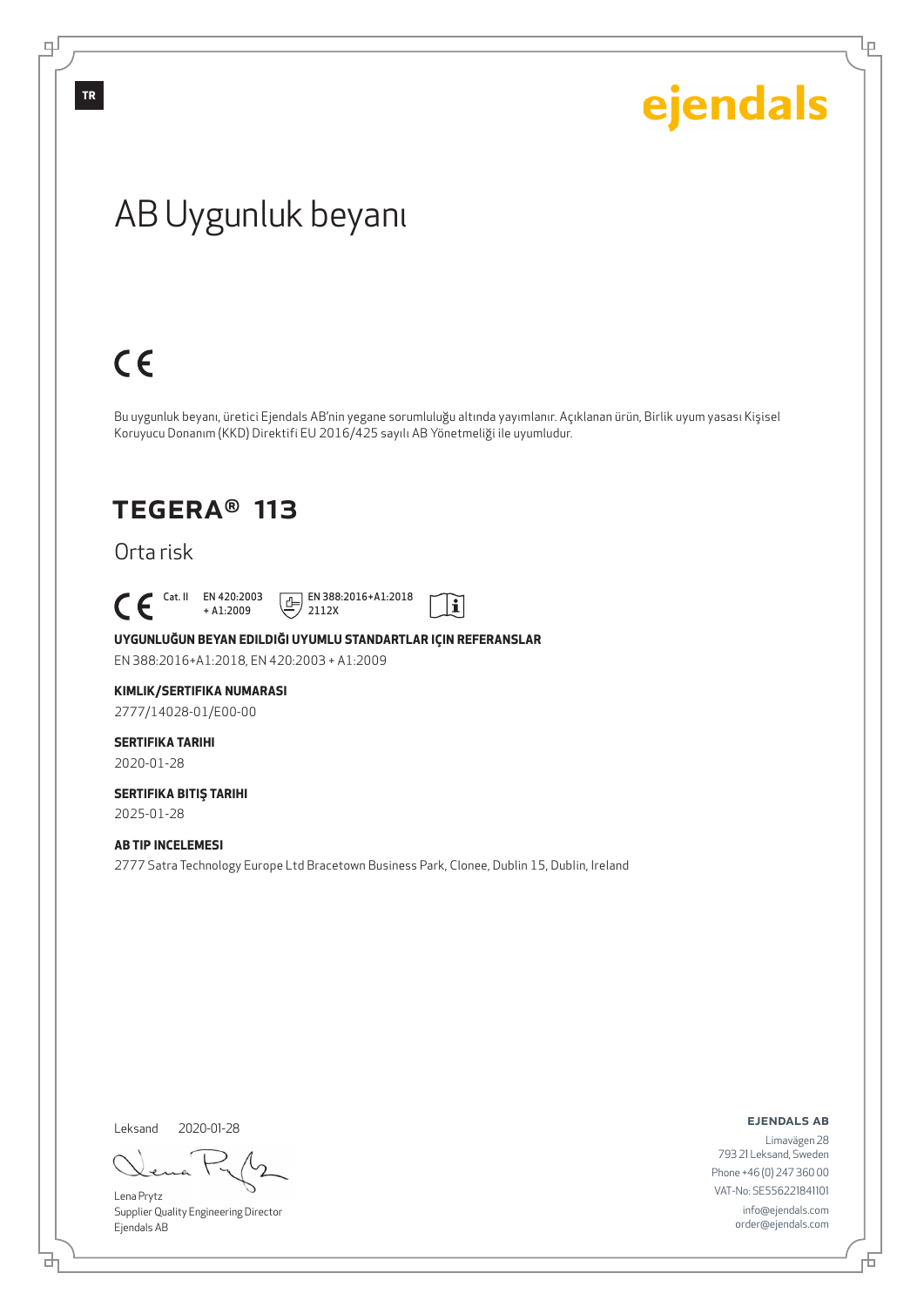TR

ejendals

# AB Uygunluk beyanı

CE

Bu uygunluk beyanı, üretici Ejendals AB'nin yegane sorumluluğu altında yayımlanır. Açıklanan ürün, Birlik uyum yasası Kişisel Koruyucu Donanım (KKD) Direktifi EU 2016/425 sayılı AB Yönetmeliği ile uyumludur.

## TEGERA® 113

Orta risk

CE Cat. II EN 420:2003 + A1:2009 EN 388:2016+A1:2018 2112X

**UYGUNLUĞUN BEYAN EDILDIĞI UYUMLU STANDARTLAR IÇIN REFERANSLAR**

EN 388:2016+A1:2018, EN 420:2003 + A1:2009

**KIMLIK/SERTIFIKA NUMARASI**

2777/14028-01/E00-00

**SERTIFIKA TARIHI**

2020-01-28

**SERTIFIKA BITIŞ TARIHI**

2025-01-28

**AB TIP INCELEMESI**

2777 Satra Technology Europe Ltd Bracetown Business Park, Clonee, Dublin 15, Dublin, Ireland

Leksand 2020-01-28

Lena Prytz
Supplier Quality Engineering Director
Ejendals AB

**EJENDALS AB**
Limavägen 28
793 21 Leksand, Sweden
Phone +46 (0) 247 360 00
VAT-No: SE556221841101
info@ejendals.com
order@ejendals.com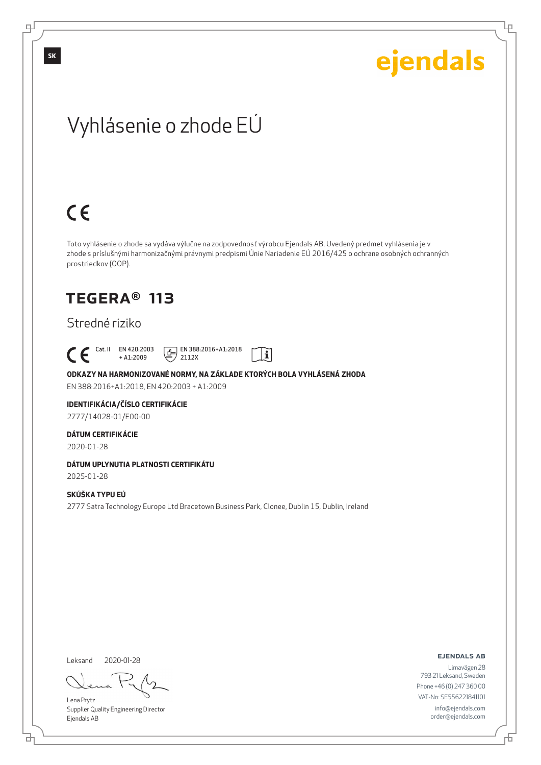SK

ejendals

# Vyhlásenie o zhode EÚ

CE

Toto vyhlásenie o zhode sa vydáva výlučne na zodpovednosť výrobcu Ejendals AB. Uvedený predmet vyhlásenia je v zhode s príslušnými harmonizačnými právnymi predpismi Únie Nariadenie EÚ 2016/425 o ochrane osobných ochranných prostriedkov (OOP).

## TEGERA® 113

Stredné riziko

CE Cat. II EN 420:2003 + A1:2009 EN 388:2016+A1:2018 2112X

**ODKAZY NA HARMONIZOVANÉ NORMY, NA ZÁKLADE KTORÝCH BOLA VYHLÁSENÁ ZHODA**

EN 388:2016+A1:2018, EN 420:2003 + A1:2009

**IDENTIFIKÁCIA/ČÍSLO CERTIFIKÁCIE**

2777/14028-01/E00-00

**DÁTUM CERTIFIKÁCIE**

2020-01-28

**DÁTUM UPLYNUTIA PLATNOSTI CERTIFIKÁTU**

2025-01-28

**SKÚŠKA TYPU EÚ**

2777 Satra Technology Europe Ltd Bracetown Business Park, Clonee, Dublin 15, Dublin, Ireland

Leksand 2020-01-28

Lena Prytz
Supplier Quality Engineering Director
Ejendals AB

**EJENDALS AB**

Limavägen 28
793 21 Leksand, Sweden
Phone +46 (0) 247 360 00
VAT-No: SE556221841101
info@ejendals.com
order@ejendals.com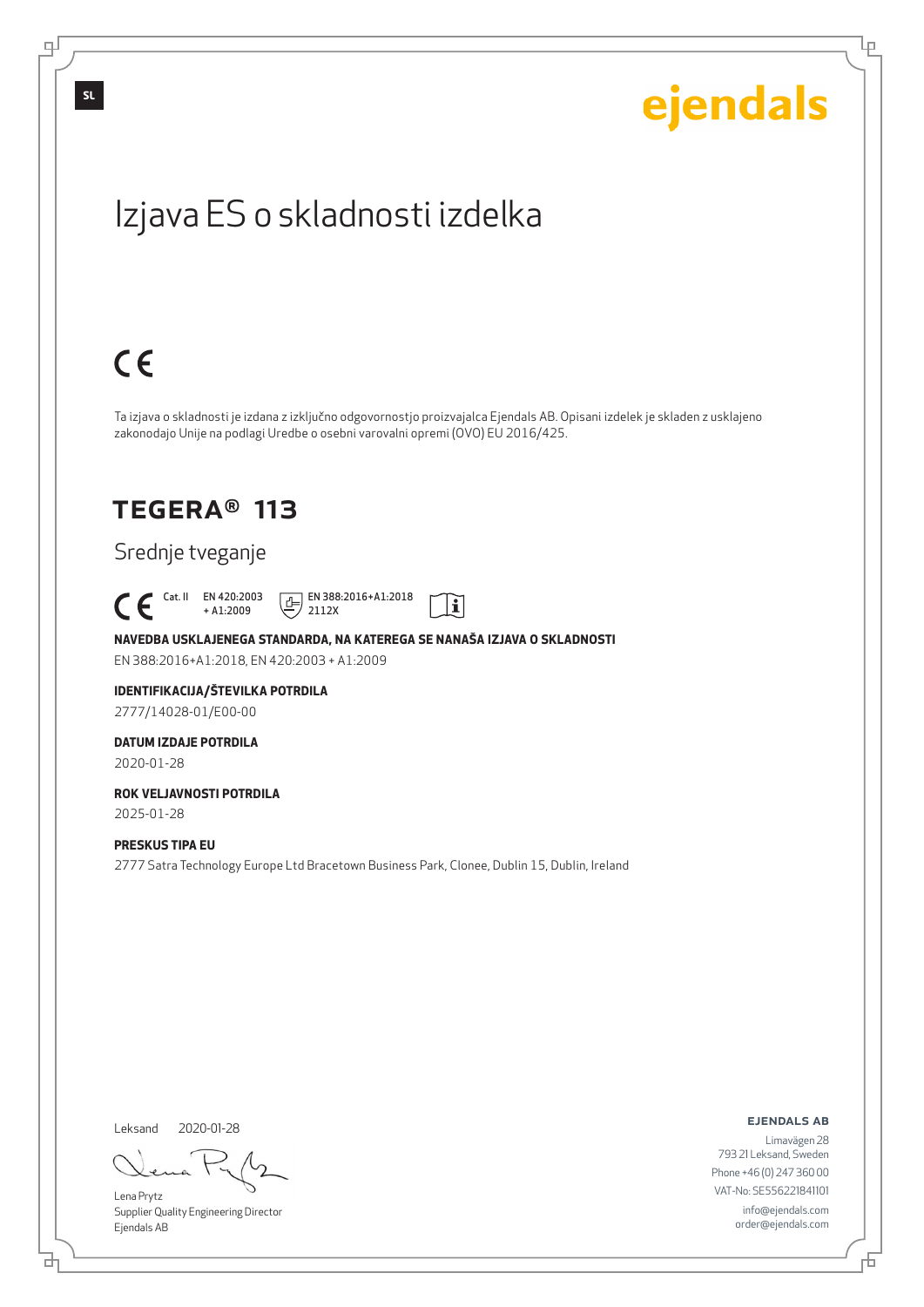SL

ejendals

# Izjava ES o skladnosti izdelka

CE

Ta izjava o skladnosti je izdana z izključno odgovornostjo proizvajalca Ejendals AB. Opisani izdelek je skladen z usklajeno zakonodajo Unije na podlagi Uredbe o osebni varovalni opremi (OVO) EU 2016/425.

## TEGERA® 113

Srednje tveganje

CE Cat. II EN 420:2003 + A1:2009 EN 388:2016+A1:2018 2112X

**NAVEDBA USKLAJENEGA STANDARDA, NA KATEREGA SE NANAŠA IZJAVA O SKLADNOSTI**
EN 388:2016+A1:2018, EN 420:2003 + A1:2009

**IDENTIFIKACIJA/ŠTEVILKA POTRDILA**
2777/14028-01/E00-00

**DATUM IZDAJE POTRDILA**
2020-01-28

**ROK VELJAVNOSTI POTRDILA**
2025-01-28

**PRESKUS TIPA EU**
2777 Satra Technology Europe Ltd Bracetown Business Park, Clonee, Dublin 15, Dublin, Ireland

Leksand 2020-01-28

Lena Prytz
Supplier Quality Engineering Director
Ejendals AB

**EJENDALS AB**
Limavägen 28
793 21 Leksand, Sweden
Phone +46 (0) 247 360 00
VAT-No: SE556221841101
info@ejendals.com
order@ejendals.com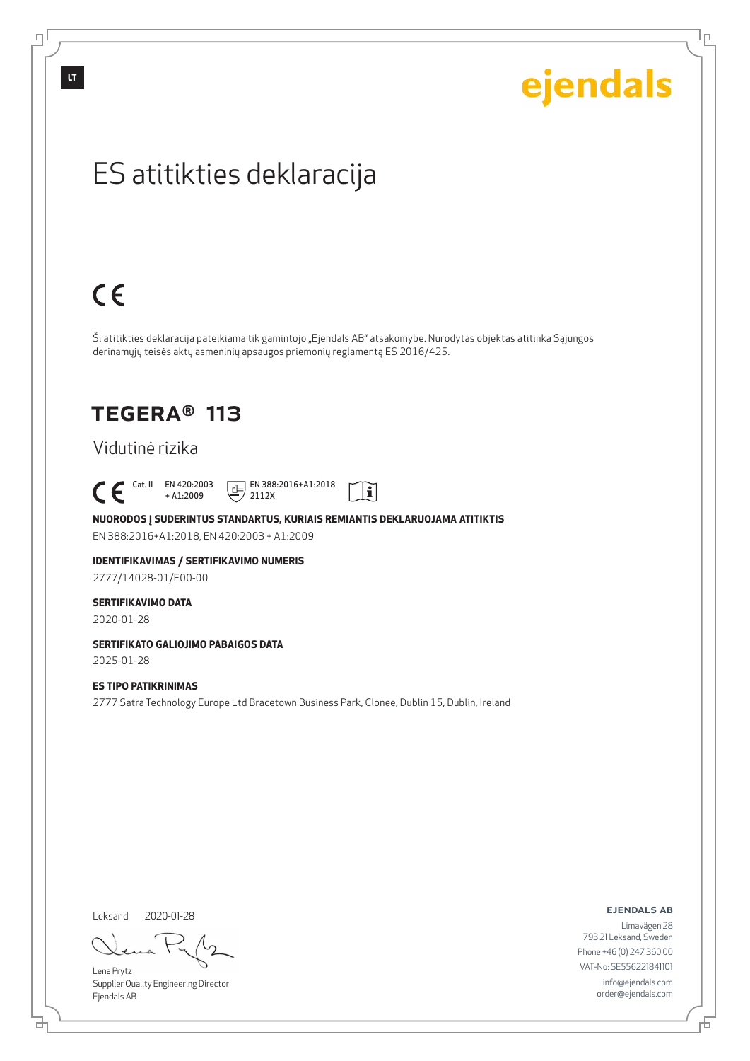LT

ejendals

# ES atitikties deklaracija

CE

Ši atitikties deklaracija pateikiama tik gamintojo „Ejendals AB" atsakomybe. Nurodytas objektas atitinka Sąjungos derinamųjų teisės aktų asmeninių apsaugos priemonių reglamentą ES 2016/425.

## TEGERA® 113

Vidutinė rizika

CE Cat. II EN 420:2003 + A1:2009 EN 388:2016+A1:2018 2112X

**NUORODOS Į SUDERINTUS STANDARTUS, KURIAIS REMIANTIS DEKLARUOJAMA ATITIKTIS**

EN 388:2016+A1:2018, EN 420:2003 + A1:2009

**IDENTIFIKAVIMAS / SERTIFIKAVIMO NUMERIS**

2777/14028-01/E00-00

**SERTIFIKAVIMO DATA**

2020-01-28

**SERTIFIKATO GALIOJIMO PABAIGOS DATA**

2025-01-28

**ES TIPO PATIKRINIMAS**

2777 Satra Technology Europe Ltd Bracetown Business Park, Clonee, Dublin 15, Dublin, Ireland

Leksand 2020-01-28

Lena Prytz
Supplier Quality Engineering Director
Ejendals AB

**EJENDALS AB**
Limavägen 28
793 21 Leksand, Sweden
Phone +46 (0) 247 360 00
VAT-No: SE556221841101
info@ejendals.com
order@ejendals.com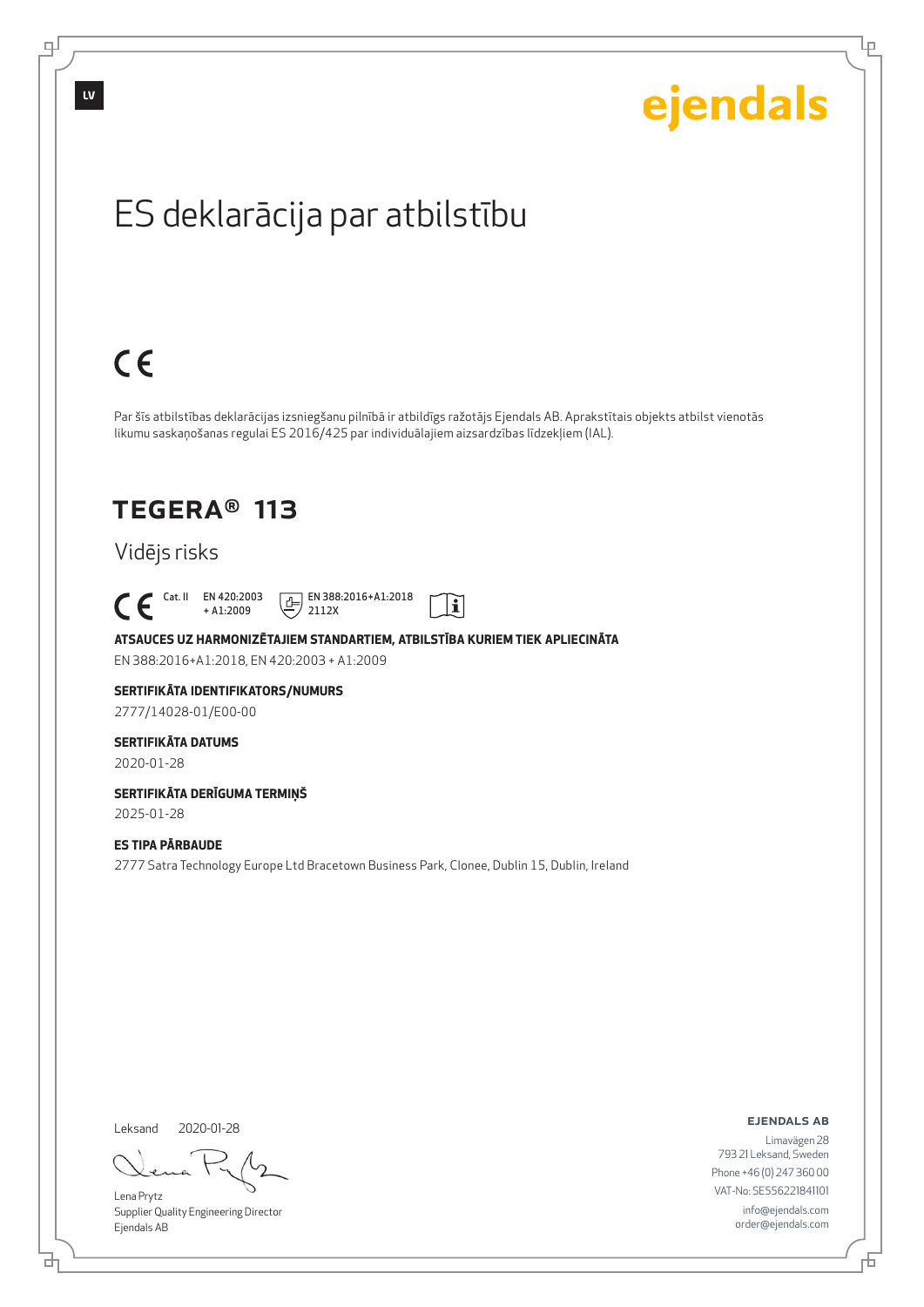LV

ejendals

# ES deklarācija par atbilstību

CE

Par šīs atbilstības deklarācijas izsniegšanu pilnībā ir atbildīgs ražotājs Ejendals AB. Aprakstītais objekts atbilst vienotās likumu saskaņošanas regulai ES 2016/425 par individuālajiem aizsardzības līdzekļiem (IAL).

## TEGERA® 113

Vidējs risks

CE Cat. II EN 420:2003 + A1:2009 EN 388:2016+A1:2018 2112X

**ATSAUCES UZ HARMONIZĒTAJIEM STANDARTIEM, ATBILSTĪBA KURIEM TIEK APLIECINĀTA**

EN 388:2016+A1:2018, EN 420:2003 + A1:2009

**SERTIFIKĀTA IDENTIFIKATORS/NUMURS**

2777/14028-01/E00-00

**SERTIFIKĀTA DATUMS**

2020-01-28

**SERTIFIKĀTA DERĪGUMA TERMIŅŠ**

2025-01-28

**ES TIPA PĀRBAUDE**

2777 Satra Technology Europe Ltd Bracetown Business Park, Clonee, Dublin 15, Dublin, Ireland

Leksand 2020-01-28

Lena Prytz
Supplier Quality Engineering Director
Ejendals AB

**EJENDALS AB**
Limavägen 28
793 21 Leksand, Sweden
Phone +46 (0) 247 360 00
VAT-No: SE556221841101
info@ejendals.com
order@ejendals.com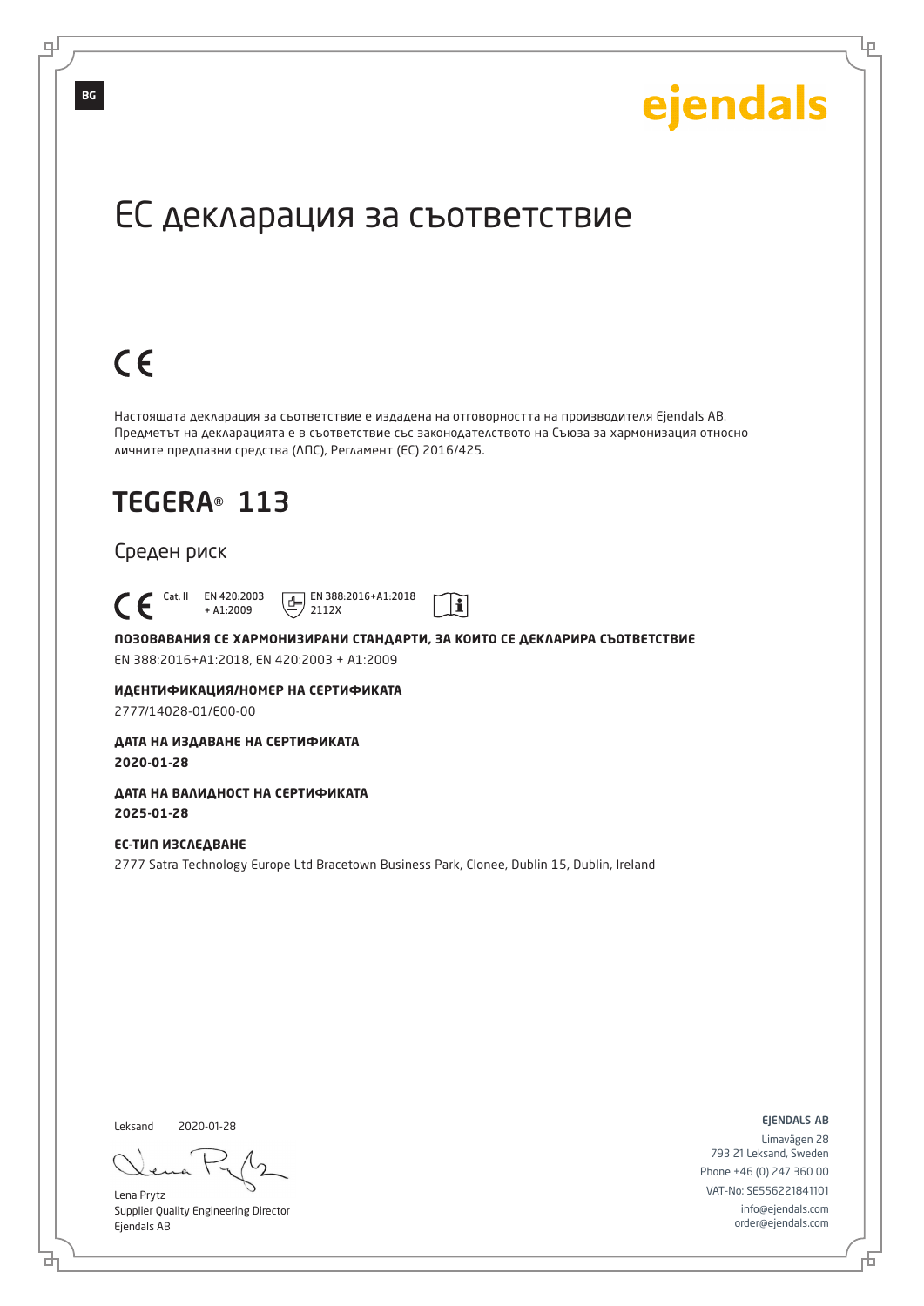BG

ejendals

# ЕС декларация за съответствие

CE

Настоящата декларация за съответствие е издадена на отговорността на производителя Ejendals AB. Предметът на декларацията е в съответствие със законодателството на Съюза за хармонизация относно личните предпазни средства (ЛПС), Регламент (ЕС) 2016/425.

## TEGERA® 113

Среден риск

CE Cat. II EN 420:2003 + A1:2009 EN 388:2016+A1:2018 2112X

**ПОЗОВАВАНИЯ СЕ ХАРМОНИЗИРАНИ СТАНДАРТИ, ЗА КОИТО СЕ ДЕКЛАРИРА СЪОТВЕТСТВИЕ**

EN 388:2016+A1:2018, EN 420:2003 + A1:2009

**ИДЕНТИФИКАЦИЯ/НОМЕР НА СЕРТИФИКАТА**

2777/14028-01/E00-00

**ДАТА НА ИЗДАВАНЕ НА СЕРТИФИКАТА**

**2020-01-28**

**ДАТА НА ВАЛИДНОСТ НА СЕРТИФИКАТА**

**2025-01-28**

**ЕС-ТИП ИЗСЛЕДВАНЕ**

2777 Satra Technology Europe Ltd Bracetown Business Park, Clonee, Dublin 15, Dublin, Ireland

Leksand 2020-01-28

Lena Prytz
Supplier Quality Engineering Director
Ejendals AB

EJENDALS AB
Limavägen 28
793 21 Leksand, Sweden
Phone +46 (0) 247 360 00
VAT-No: SE556221841101
info@ejendals.com
order@ejendals.com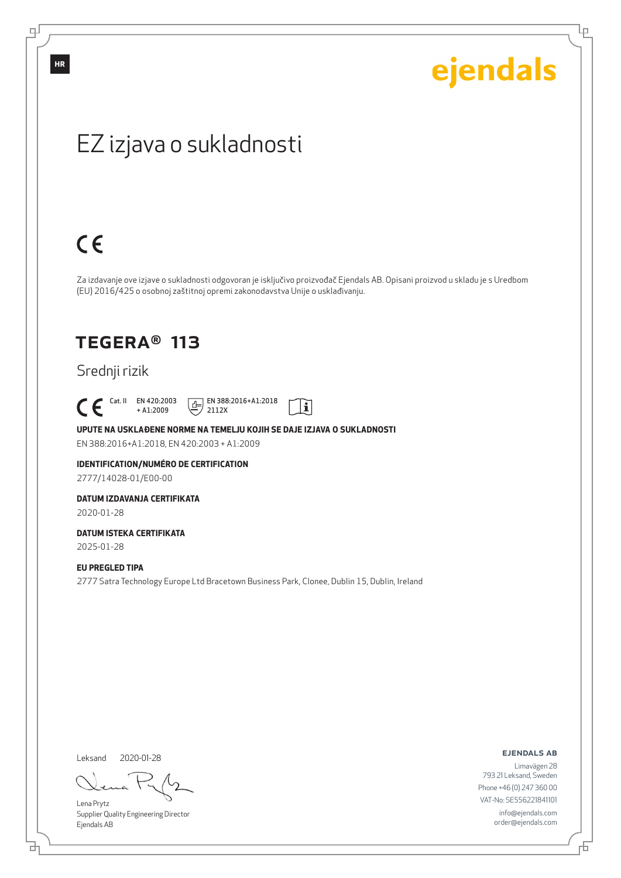HR

ejendals

# EZ izjava o sukladnosti

CE

Za izdavanje ove izjave o sukladnosti odgovoran je isključivo proizvođač Ejendals AB. Opisani proizvod u skladu je s Uredbom (EU) 2016/425 o osobnoj zaštitnoj opremi zakonodavstva Unije o usklađivanju.

## TEGERA® 113

Srednji rizik

CE Cat. II EN 420:2003 + A1:2009 EN 388:2016+A1:2018 2112X

**UPUTE NA USKLAĐENE NORME NA TEMELJU KOJIH SE DAJE IZJAVA O SUKLADNOSTI**

EN 388:2016+A1:2018, EN 420:2003 + A1:2009

**IDENTIFICATION/NUMÉRO DE CERTIFICATION**

2777/14028-01/E00-00

**DATUM IZDAVANJA CERTIFIKATA**

2020-01-28

**DATUM ISTEKA CERTIFIKATA**

2025-01-28

**EU PREGLED TIPA**

2777 Satra Technology Europe Ltd Bracetown Business Park, Clonee, Dublin 15, Dublin, Ireland

Leksand 2020-01-28

Lena Prytz
Supplier Quality Engineering Director
Ejendals AB

**EJENDALS AB**
Limavägen 28
793 21 Leksand, Sweden
Phone +46 (0) 247 360 00
VAT-No: SE556221841101
info@ejendals.com
order@ejendals.com